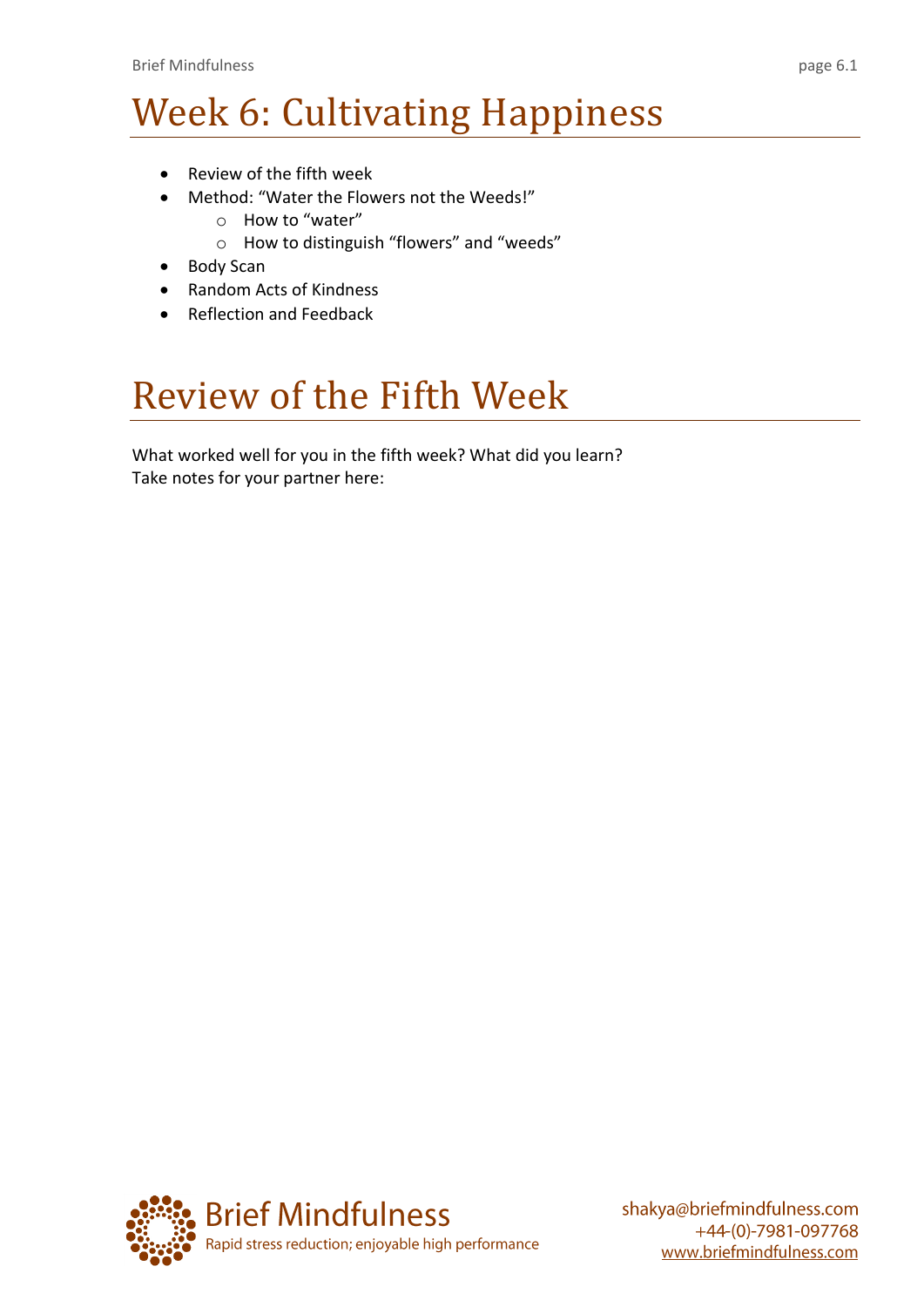# Week 6: Cultivating Happiness

- Review of the fifth week
- Method: "Water the Flowers not the Weeds!"
  - How to "water"
  - How to distinguish "flowers" and "weeds"
- Body Scan
- Random Acts of Kindness
- Reflection and Feedback

# Review of the Fifth Week

What worked well for you in the fifth week? What did you learn?
Take notes for your partner here: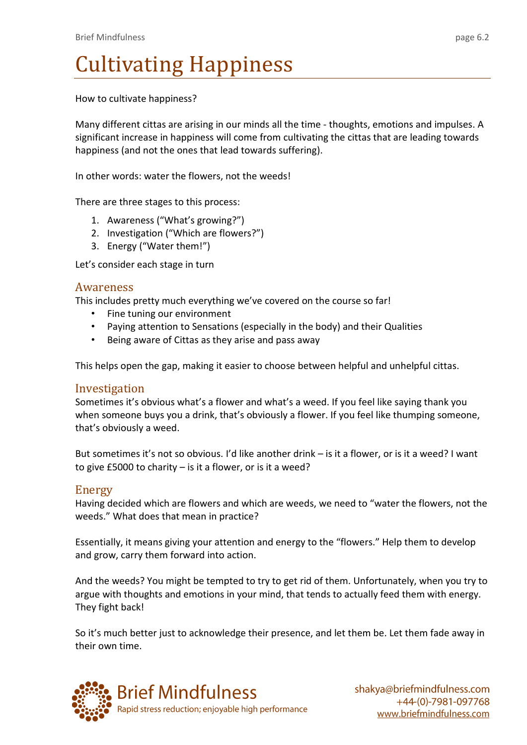# Cultivating Happiness

How to cultivate happiness?

Many different cittas are arising in our minds all the time - thoughts, emotions and impulses. A significant increase in happiness will come from cultivating the cittas that are leading towards happiness (and not the ones that lead towards suffering).

In other words: water the flowers, not the weeds!

There are three stages to this process:

1. Awareness ("What's growing?")
2. Investigation ("Which are flowers?")
3. Energy ("Water them!")

Let's consider each stage in turn

## Awareness

This includes pretty much everything we've covered on the course so far!

- Fine tuning our environment
- Paying attention to Sensations (especially in the body) and their Qualities
- Being aware of Cittas as they arise and pass away

This helps open the gap, making it easier to choose between helpful and unhelpful cittas.

## Investigation

Sometimes it's obvious what's a flower and what's a weed. If you feel like saying thank you when someone buys you a drink, that's obviously a flower. If you feel like thumping someone, that's obviously a weed.

But sometimes it's not so obvious. I'd like another drink – is it a flower, or is it a weed? I want to give £5000 to charity – is it a flower, or is it a weed?

## Energy

Having decided which are flowers and which are weeds, we need to "water the flowers, not the weeds." What does that mean in practice?

Essentially, it means giving your attention and energy to the "flowers." Help them to develop and grow, carry them forward into action.

And the weeds? You might be tempted to try to get rid of them. Unfortunately, when you try to argue with thoughts and emotions in your mind, that tends to actually feed them with energy. They fight back!

So it's much better just to acknowledge their presence, and let them be. Let them fade away in their own time.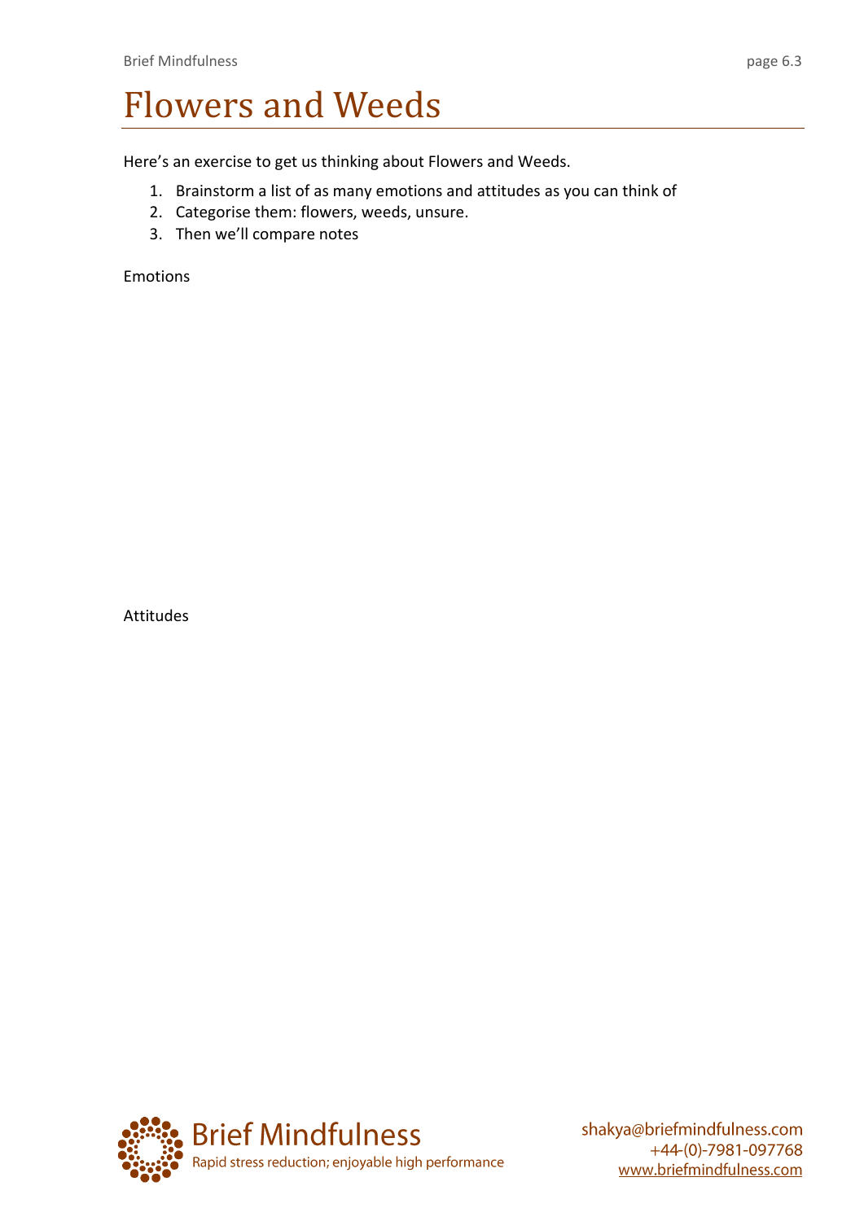# Flowers and Weeds

Here's an exercise to get us thinking about Flowers and Weeds.

1. Brainstorm a list of as many emotions and attitudes as you can think of
2. Categorise them: flowers, weeds, unsure.
3. Then we'll compare notes

Emotions

Attitudes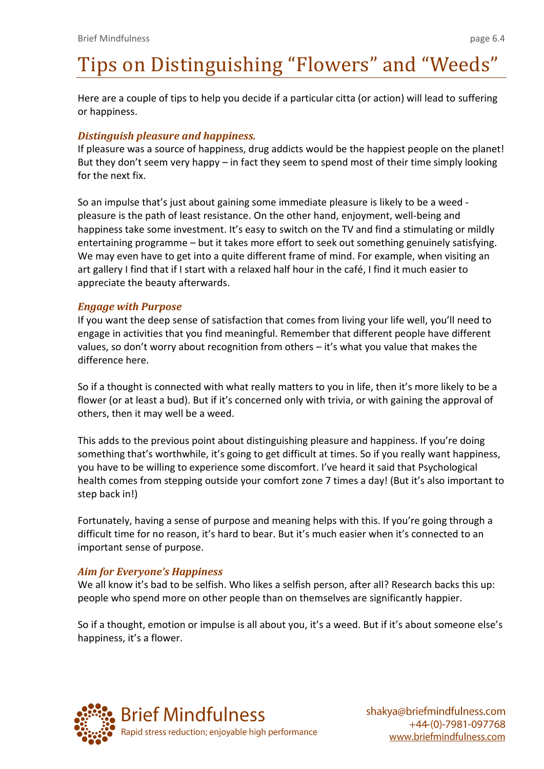# Tips on Distinguishing "Flowers" and "Weeds"

Here are a couple of tips to help you decide if a particular citta (or action) will lead to suffering or happiness.

### *Distinguish pleasure and happiness.*

If pleasure was a source of happiness, drug addicts would be the happiest people on the planet! But they don't seem very happy – in fact they seem to spend most of their time simply looking for the next fix.

So an impulse that's just about gaining some immediate pleasure is likely to be a weed - pleasure is the path of least resistance. On the other hand, enjoyment, well-being and happiness take some investment. It's easy to switch on the TV and find a stimulating or mildly entertaining programme – but it takes more effort to seek out something genuinely satisfying. We may even have to get into a quite different frame of mind. For example, when visiting an art gallery I find that if I start with a relaxed half hour in the café, I find it much easier to appreciate the beauty afterwards.

### *Engage with Purpose*

If you want the deep sense of satisfaction that comes from living your life well, you'll need to engage in activities that you find meaningful. Remember that different people have different values, so don't worry about recognition from others – it's what you value that makes the difference here.

So if a thought is connected with what really matters to you in life, then it's more likely to be a flower (or at least a bud). But if it's concerned only with trivia, or with gaining the approval of others, then it may well be a weed.

This adds to the previous point about distinguishing pleasure and happiness. If you're doing something that's worthwhile, it's going to get difficult at times. So if you really want happiness, you have to be willing to experience some discomfort. I've heard it said that Psychological health comes from stepping outside your comfort zone 7 times a day! (But it's also important to step back in!)

Fortunately, having a sense of purpose and meaning helps with this. If you're going through a difficult time for no reason, it's hard to bear. But it's much easier when it's connected to an important sense of purpose.

### *Aim for Everyone's Happiness*

We all know it's bad to be selfish. Who likes a selfish person, after all? Research backs this up: people who spend more on other people than on themselves are significantly happier.

So if a thought, emotion or impulse is all about you, it's a weed. But if it's about someone else's happiness, it's a flower.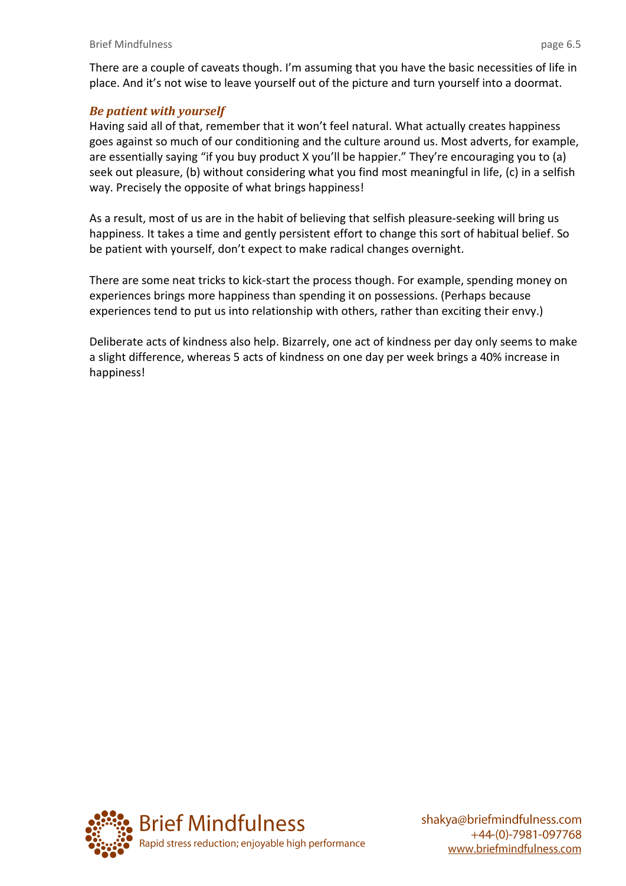There are a couple of caveats though. I'm assuming that you have the basic necessities of life in place. And it's not wise to leave yourself out of the picture and turn yourself into a doormat.

### *Be patient with yourself*

Having said all of that, remember that it won't feel natural. What actually creates happiness goes against so much of our conditioning and the culture around us. Most adverts, for example, are essentially saying "if you buy product X you'll be happier." They're encouraging you to (a) seek out pleasure, (b) without considering what you find most meaningful in life, (c) in a selfish way. Precisely the opposite of what brings happiness!

As a result, most of us are in the habit of believing that selfish pleasure-seeking will bring us happiness. It takes a time and gently persistent effort to change this sort of habitual belief. So be patient with yourself, don't expect to make radical changes overnight.

There are some neat tricks to kick-start the process though. For example, spending money on experiences brings more happiness than spending it on possessions. (Perhaps because experiences tend to put us into relationship with others, rather than exciting their envy.)

Deliberate acts of kindness also help. Bizarrely, one act of kindness per day only seems to make a slight difference, whereas 5 acts of kindness on one day per week brings a 40% increase in happiness!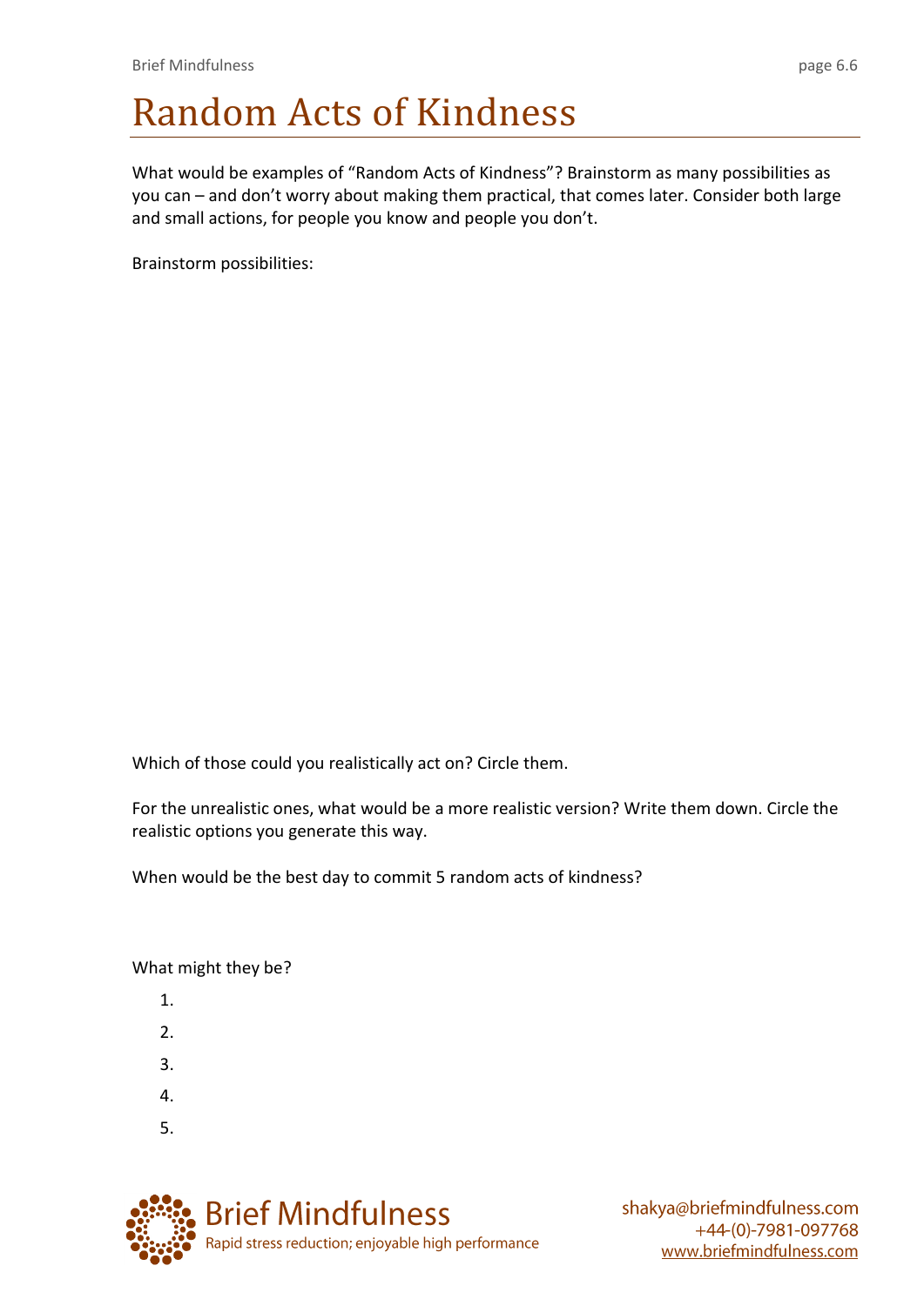# Random Acts of Kindness

What would be examples of "Random Acts of Kindness"? Brainstorm as many possibilities as you can – and don't worry about making them practical, that comes later. Consider both large and small actions, for people you know and people you don't.

Brainstorm possibilities:

Which of those could you realistically act on? Circle them.

For the unrealistic ones, what would be a more realistic version? Write them down. Circle the realistic options you generate this way.

When would be the best day to commit 5 random acts of kindness?

What might they be?

1.
2.
3.
4.
5.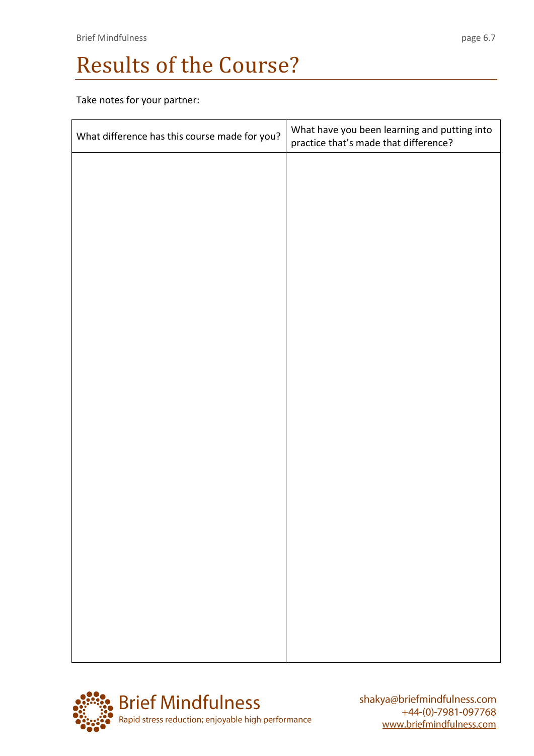# Results of the Course?

Take notes for your partner:

| What difference has this course made for you? | What have you been learning and putting into practice that's made that difference? |
| --- | --- |
| | |

Brief Mindfulness
Rapid stress reduction; enjoyable high performance

shakya@briefmindfulness.com
+44-(0)-7981-097768
www.briefmindfulness.com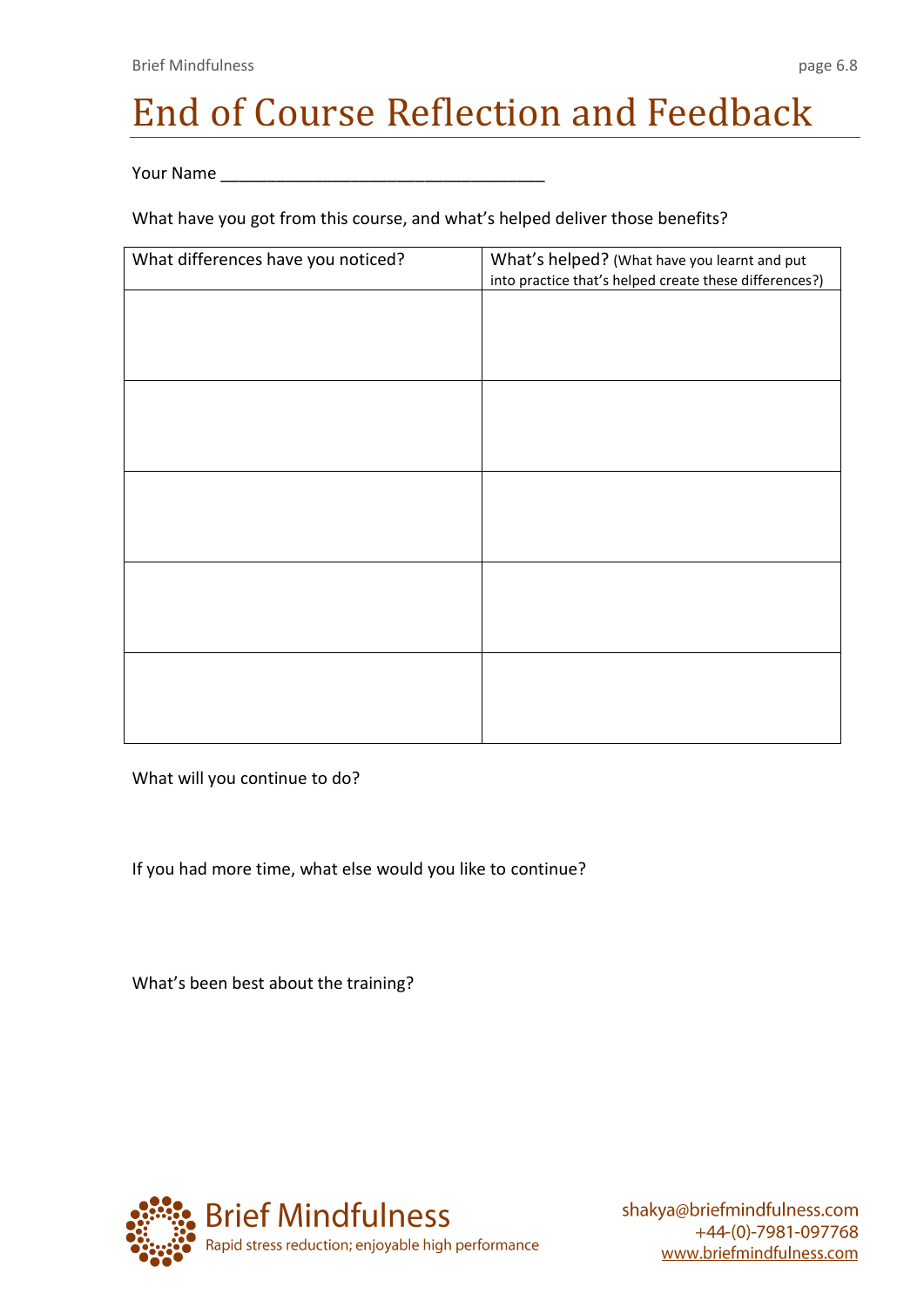# End of Course Reflection and Feedback

Your Name ___________________________________

What have you got from this course, and what's helped deliver those benefits?

| What differences have you noticed? | What's helped? (What have you learnt and put into practice that's helped create these differences?) |
| --- | --- |
| | |
| | |
| | |
| | |
| | |

What will you continue to do?

If you had more time, what else would you like to continue?

What's been best about the training?

Brief Mindfulness
Rapid stress reduction; enjoyable high performance

shakya@briefmindfulness.com
+44-(0)-7981-097768
www.briefmindfulness.com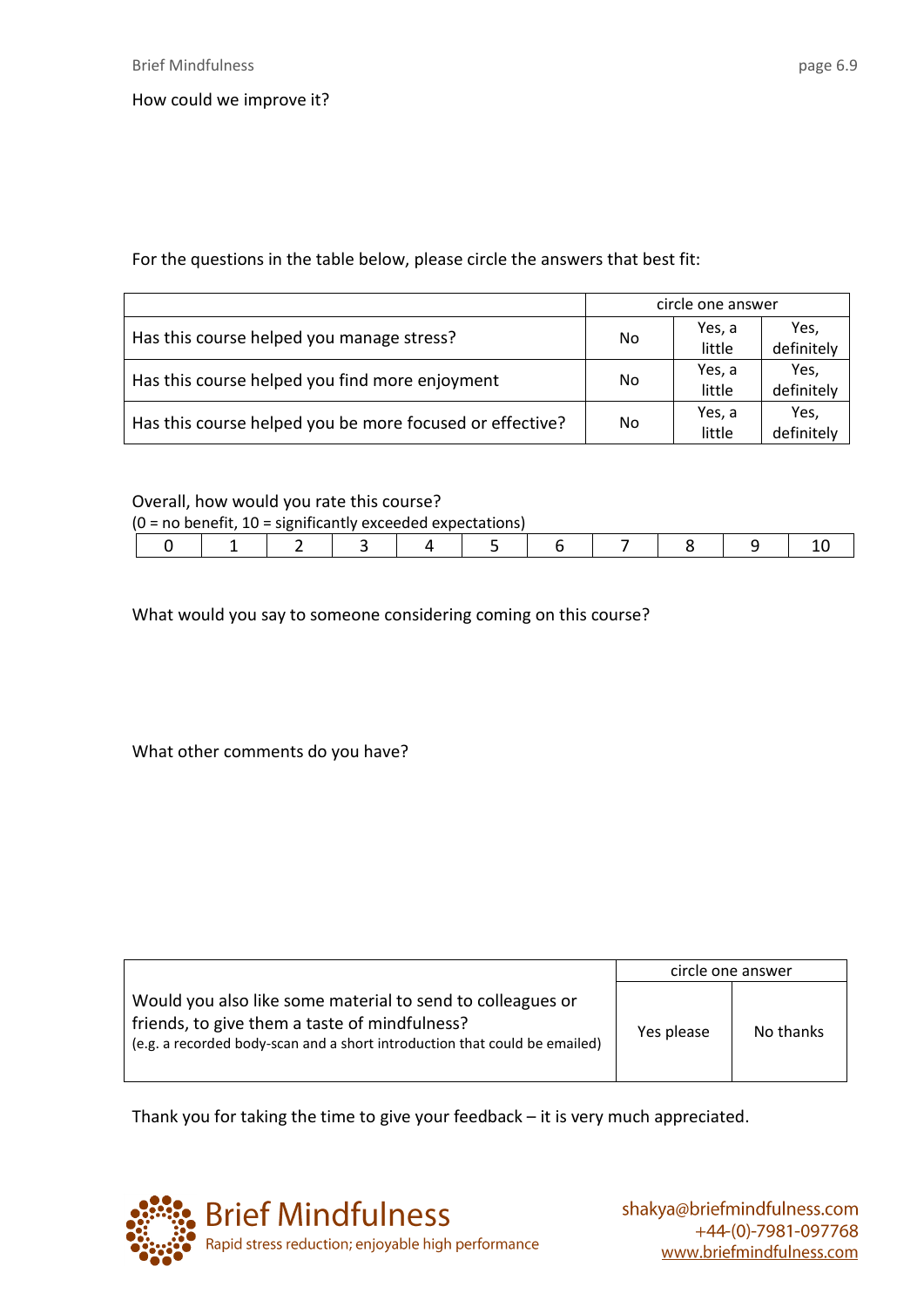How could we improve it?

For the questions in the table below, please circle the answers that best fit:

| | circle one answer | | |
|---|---|---|---|
| Has this course helped you manage stress? | No | Yes, a little | Yes, definitely |
| Has this course helped you find more enjoyment | No | Yes, a little | Yes, definitely |
| Has this course helped you be more focused or effective? | No | Yes, a little | Yes, definitely |

Overall, how would you rate this course?
(0 = no benefit, 10 = significantly exceeded expectations)

| | | | | | | | | | | |
|---|---|---|---|---|---|---|---|---|---|---|
| 0 | 1 | 2 | 3 | 4 | 5 | 6 | 7 | 8 | 9 | 10 |

What would you say to someone considering coming on this course?

What other comments do you have?

| | circle one answer | |
|---|---|---|
| Would you also like some material to send to colleagues or friends, to give them a taste of mindfulness? (e.g. a recorded body-scan and a short introduction that could be emailed) | Yes please | No thanks |

Thank you for taking the time to give your feedback – it is very much appreciated.

Brief Mindfulness
Rapid stress reduction; enjoyable high performance

shakya@briefmindfulness.com
+44-(0)-7981-097768
www.briefmindfulness.com